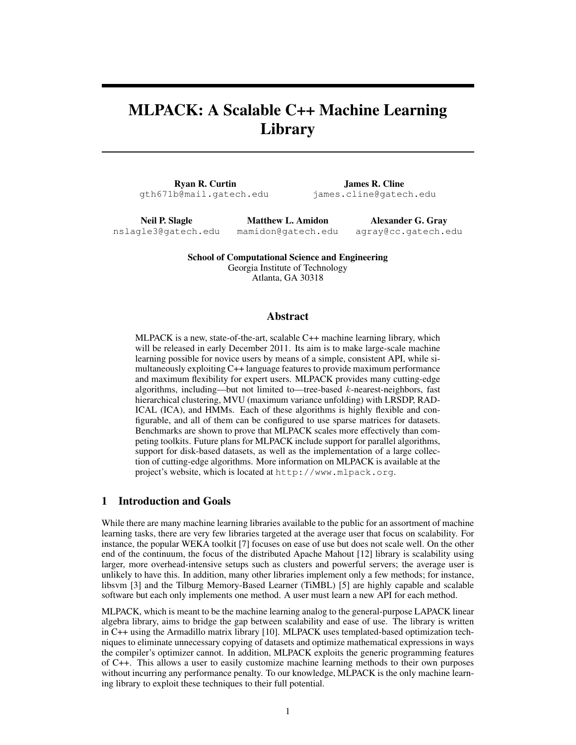# MLPACK: A Scalable C++ Machine Learning Library

**Ryan R. Curtin**
gth671b@mail.gatech.edu

**James R. Cline**
james.cline@gatech.edu

**Neil P. Slagle**
nslagle3@gatech.edu

**Matthew L. Amidon**
mamidon@gatech.edu

**Alexander G. Gray**
agray@cc.gatech.edu

**School of Computational Science and Engineering**
Georgia Institute of Technology
Atlanta, GA 30318

## Abstract

MLPACK is a new, state-of-the-art, scalable C++ machine learning library, which will be released in early December 2011. Its aim is to make large-scale machine learning possible for novice users by means of a simple, consistent API, while simultaneously exploiting C++ language features to provide maximum performance and maximum flexibility for expert users. MLPACK provides many cutting-edge algorithms, including—but not limited to—tree-based $k$-nearest-neighbors, fast hierarchical clustering, MVU (maximum variance unfolding) with LRSDP, RADICAL (ICA), and HMMs. Each of these algorithms is highly flexible and configurable, and all of them can be configured to use sparse matrices for datasets. Benchmarks are shown to prove that MLPACK scales more effectively than competing toolkits. Future plans for MLPACK include support for parallel algorithms, support for disk-based datasets, as well as the implementation of a large collection of cutting-edge algorithms. More information on MLPACK is available at the project's website, which is located at http://www.mlpack.org.

## 1 Introduction and Goals

While there are many machine learning libraries available to the public for an assortment of machine learning tasks, there are very few libraries targeted at the average user that focus on scalability. For instance, the popular WEKA toolkit [7] focuses on ease of use but does not scale well. On the other end of the continuum, the focus of the distributed Apache Mahout [12] library is scalability using larger, more overhead-intensive setups such as clusters and powerful servers; the average user is unlikely to have this. In addition, many other libraries implement only a few methods; for instance, libsvm [3] and the Tilburg Memory-Based Learner (TiMBL) [5] are highly capable and scalable software but each only implements one method. A user must learn a new API for each method.

MLPACK, which is meant to be the machine learning analog to the general-purpose LAPACK linear algebra library, aims to bridge the gap between scalability and ease of use. The library is written in C++ using the Armadillo matrix library [10]. MLPACK uses templated-based optimization techniques to eliminate unnecessary copying of datasets and optimize mathematical expressions in ways the compiler's optimizer cannot. In addition, MLPACK exploits the generic programming features of C++. This allows a user to easily customize machine learning methods to their own purposes without incurring any performance penalty. To our knowledge, MLPACK is the only machine learning library to exploit these techniques to their full potential.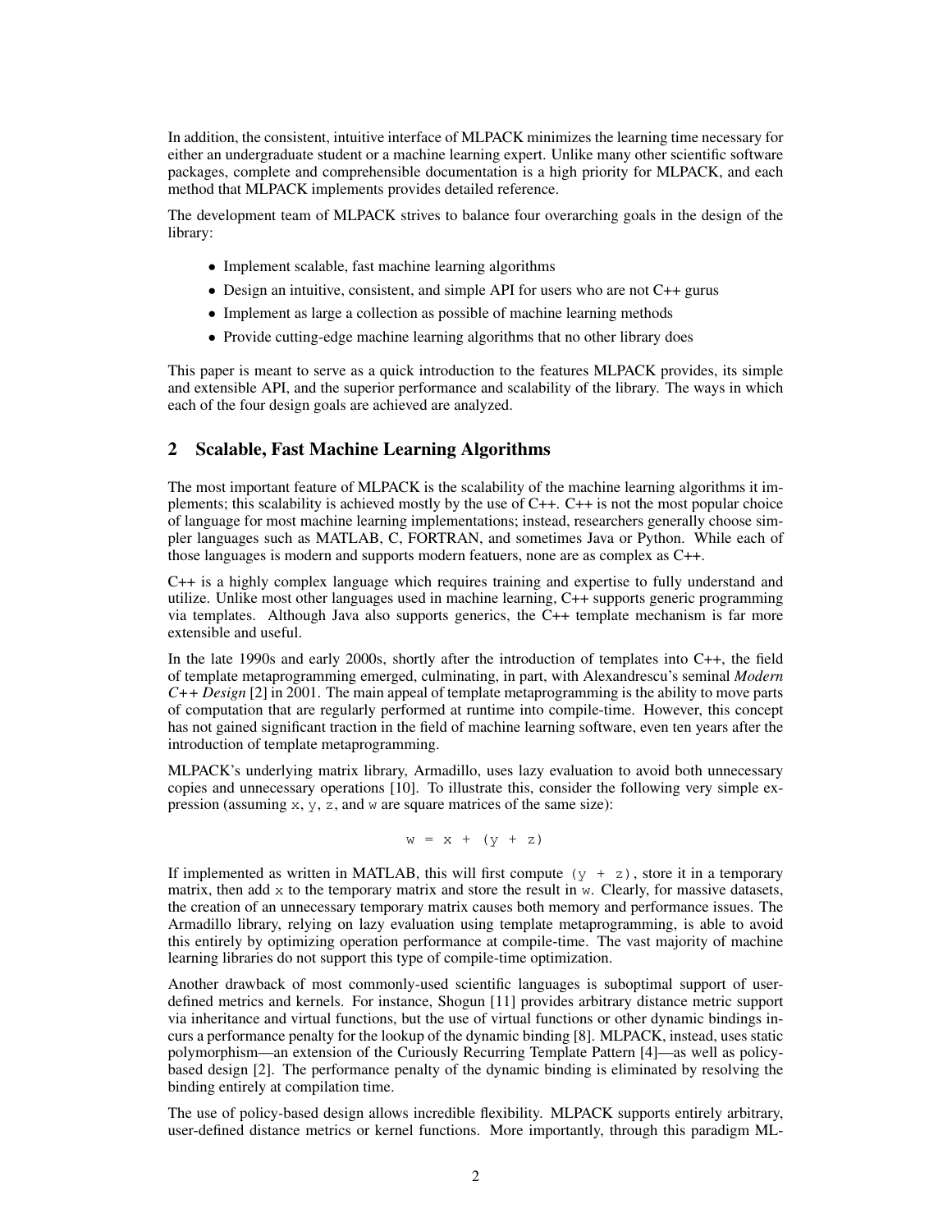In addition, the consistent, intuitive interface of MLPACK minimizes the learning time necessary for either an undergraduate student or a machine learning expert. Unlike many other scientific software packages, complete and comprehensible documentation is a high priority for MLPACK, and each method that MLPACK implements provides detailed reference.

The development team of MLPACK strives to balance four overarching goals in the design of the library:

- Implement scalable, fast machine learning algorithms
- Design an intuitive, consistent, and simple API for users who are not C++ gurus
- Implement as large a collection as possible of machine learning methods
- Provide cutting-edge machine learning algorithms that no other library does

This paper is meant to serve as a quick introduction to the features MLPACK provides, its simple and extensible API, and the superior performance and scalability of the library. The ways in which each of the four design goals are achieved are analyzed.

## 2 Scalable, Fast Machine Learning Algorithms

The most important feature of MLPACK is the scalability of the machine learning algorithms it implements; this scalability is achieved mostly by the use of C++. C++ is not the most popular choice of language for most machine learning implementations; instead, researchers generally choose simpler languages such as MATLAB, C, FORTRAN, and sometimes Java or Python. While each of those languages is modern and supports modern featuers, none are as complex as C++.

C++ is a highly complex language which requires training and expertise to fully understand and utilize. Unlike most other languages used in machine learning, C++ supports generic programming via templates. Although Java also supports generics, the C++ template mechanism is far more extensible and useful.

In the late 1990s and early 2000s, shortly after the introduction of templates into C++, the field of template metaprogramming emerged, culminating, in part, with Alexandrescu's seminal *Modern C++ Design* [2] in 2001. The main appeal of template metaprogramming is the ability to move parts of computation that are regularly performed at runtime into compile-time. However, this concept has not gained significant traction in the field of machine learning software, even ten years after the introduction of template metaprogramming.

MLPACK's underlying matrix library, Armadillo, uses lazy evaluation to avoid both unnecessary copies and unnecessary operations [10]. To illustrate this, consider the following very simple expression (assuming `x`, `y`, `z`, and `w` are square matrices of the same size):

```
w = x + (y + z)
```

If implemented as written in MATLAB, this will first compute `(y + z)`, store it in a temporary matrix, then add `x` to the temporary matrix and store the result in `w`. Clearly, for massive datasets, the creation of an unnecessary temporary matrix causes both memory and performance issues. The Armadillo library, relying on lazy evaluation using template metaprogramming, is able to avoid this entirely by optimizing operation performance at compile-time. The vast majority of machine learning libraries do not support this type of compile-time optimization.

Another drawback of most commonly-used scientific languages is suboptimal support of user-defined metrics and kernels. For instance, Shogun [11] provides arbitrary distance metric support via inheritance and virtual functions, but the use of virtual functions or other dynamic bindings incurs a performance penalty for the lookup of the dynamic binding [8]. MLPACK, instead, uses static polymorphism—an extension of the Curiously Recurring Template Pattern [4]—as well as policy-based design [2]. The performance penalty of the dynamic binding is eliminated by resolving the binding entirely at compilation time.

The use of policy-based design allows incredible flexibility. MLPACK supports entirely arbitrary, user-defined distance metrics or kernel functions. More importantly, through this paradigm ML-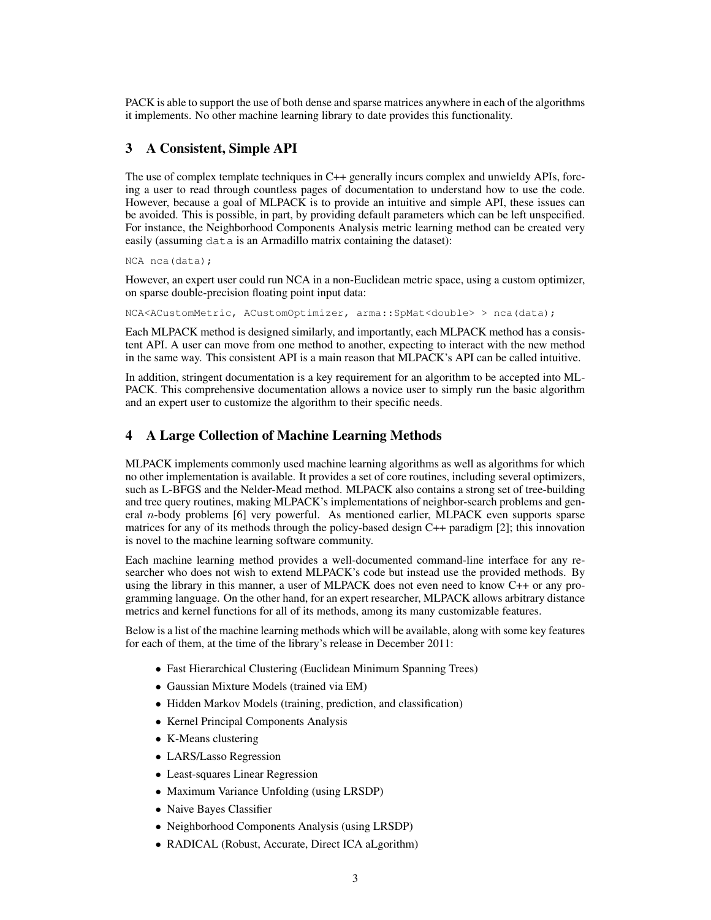PACK is able to support the use of both dense and sparse matrices anywhere in each of the algorithms it implements. No other machine learning library to date provides this functionality.

## 3 A Consistent, Simple API

The use of complex template techniques in C++ generally incurs complex and unwieldy APIs, forcing a user to read through countless pages of documentation to understand how to use the code. However, because a goal of MLPACK is to provide an intuitive and simple API, these issues can be avoided. This is possible, in part, by providing default parameters which can be left unspecified. For instance, the Neighborhood Components Analysis metric learning method can be created very easily (assuming `data` is an Armadillo matrix containing the dataset):

```
NCA nca(data);
```

However, an expert user could run NCA in a non-Euclidean metric space, using a custom optimizer, on sparse double-precision floating point input data:

```
NCA<ACustomMetric, ACustomOptimizer, arma::SpMat<double> > nca(data);
```

Each MLPACK method is designed similarly, and importantly, each MLPACK method has a consistent API. A user can move from one method to another, expecting to interact with the new method in the same way. This consistent API is a main reason that MLPACK's API can be called intuitive.

In addition, stringent documentation is a key requirement for an algorithm to be accepted into MLPACK. This comprehensive documentation allows a novice user to simply run the basic algorithm and an expert user to customize the algorithm to their specific needs.

## 4 A Large Collection of Machine Learning Methods

MLPACK implements commonly used machine learning algorithms as well as algorithms for which no other implementation is available. It provides a set of core routines, including several optimizers, such as L-BFGS and the Nelder-Mead method. MLPACK also contains a strong set of tree-building and tree query routines, making MLPACK's implementations of neighbor-search problems and general $n$-body problems [6] very powerful. As mentioned earlier, MLPACK even supports sparse matrices for any of its methods through the policy-based design C++ paradigm [2]; this innovation is novel to the machine learning software community.

Each machine learning method provides a well-documented command-line interface for any researcher who does not wish to extend MLPACK's code but instead use the provided methods. By using the library in this manner, a user of MLPACK does not even need to know C++ or any programming language. On the other hand, for an expert researcher, MLPACK allows arbitrary distance metrics and kernel functions for all of its methods, among its many customizable features.

Below is a list of the machine learning methods which will be available, along with some key features for each of them, at the time of the library's release in December 2011:

- Fast Hierarchical Clustering (Euclidean Minimum Spanning Trees)
- Gaussian Mixture Models (trained via EM)
- Hidden Markov Models (training, prediction, and classification)
- Kernel Principal Components Analysis
- K-Means clustering
- LARS/Lasso Regression
- Least-squares Linear Regression
- Maximum Variance Unfolding (using LRSDP)
- Naive Bayes Classifier
- Neighborhood Components Analysis (using LRSDP)
- RADICAL (Robust, Accurate, Direct ICA aLgorithm)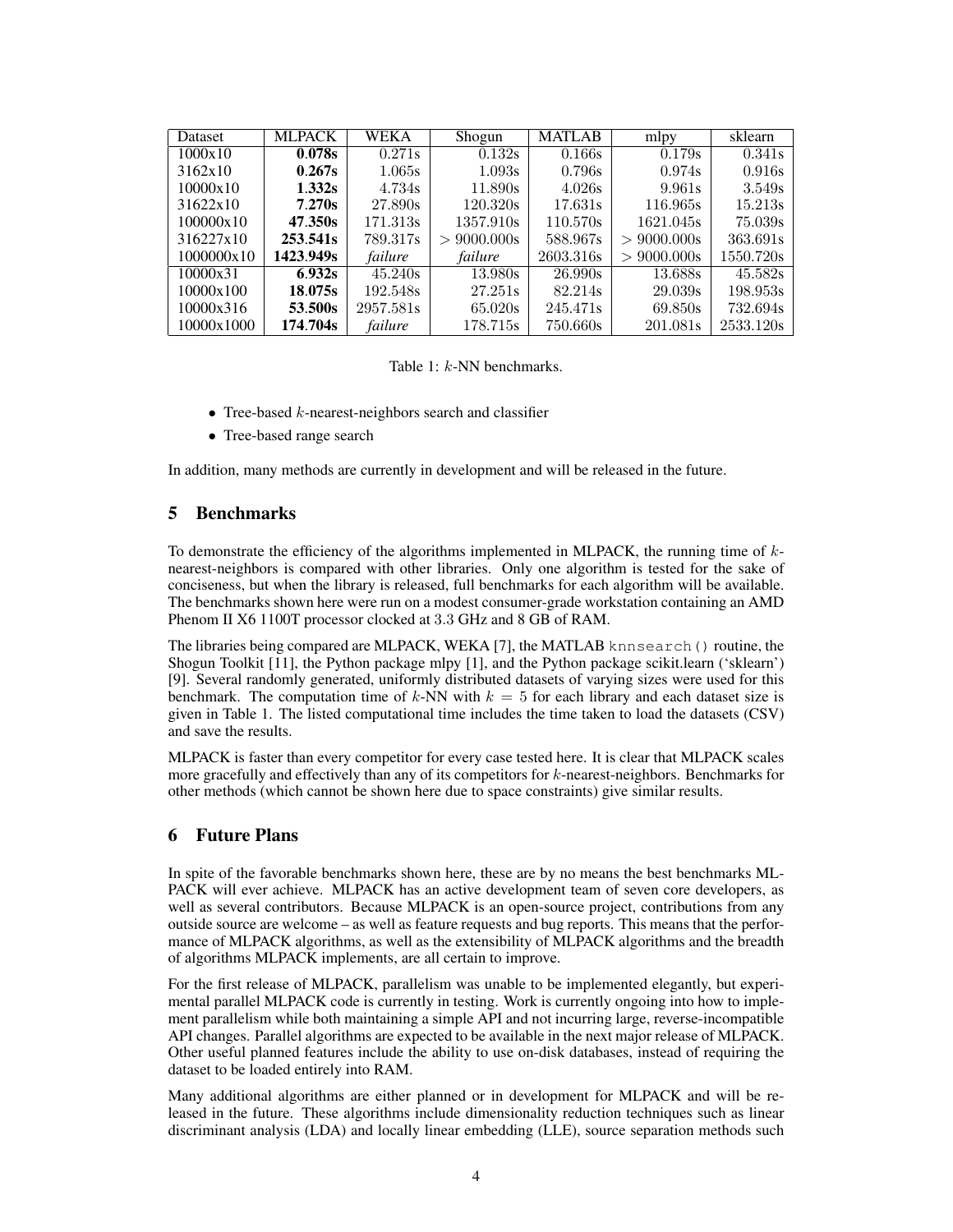| Dataset | MLPACK | WEKA | Shogun | MATLAB | mlpy | sklearn |
| --- | --- | --- | --- | --- | --- | --- |
| 1000x10 | **0.078s** | 0.271s | 0.132s | 0.166s | 0.179s | 0.341s |
| 3162x10 | **0.267s** | 1.065s | 1.093s | 0.796s | 0.974s | 0.916s |
| 10000x10 | **1.332s** | 4.734s | 11.890s | 4.026s | 9.961s | 3.549s |
| 31622x10 | **7.270s** | 27.890s | 120.320s | 17.631s | 116.965s | 15.213s |
| 100000x10 | **47.350s** | 171.313s | 1357.910s | 110.570s | 1621.045s | 75.039s |
| 316227x10 | **253.541s** | 789.317s | $> 9000.000$s | 588.967s | $> 9000.000$s | 363.691s |
| 1000000x10 | **1423.949s** | *failure* | *failure* | 2603.316s | $> 9000.000$s | 1550.720s |
| 10000x31 | **6.932s** | 45.240s | 13.980s | 26.990s | 13.688s | 45.582s |
| 10000x100 | **18.075s** | 192.548s | 27.251s | 82.214s | 29.039s | 198.953s |
| 10000x316 | **53.500s** | 2957.581s | 65.020s | 245.471s | 69.850s | 732.694s |
| 10000x1000 | **174.704s** | *failure* | 178.715s | 750.660s | 201.081s | 2533.120s |

Table 1: $k$-NN benchmarks.

- Tree-based $k$-nearest-neighbors search and classifier
- Tree-based range search

In addition, many methods are currently in development and will be released in the future.

## 5 Benchmarks

To demonstrate the efficiency of the algorithms implemented in MLPACK, the running time of $k$-nearest-neighbors is compared with other libraries. Only one algorithm is tested for the sake of conciseness, but when the library is released, full benchmarks for each algorithm will be available. The benchmarks shown here were run on a modest consumer-grade workstation containing an AMD Phenom II X6 1100T processor clocked at 3.3 GHz and 8 GB of RAM.

The libraries being compared are MLPACK, WEKA [7], the MATLAB `knnsearch()` routine, the Shogun Toolkit [11], the Python package mlpy [1], and the Python package scikit.learn ('sklearn') [9]. Several randomly generated, uniformly distributed datasets of varying sizes were used for this benchmark. The computation time of $k$-NN with $k = 5$ for each library and each dataset size is given in Table 1. The listed computational time includes the time taken to load the datasets (CSV) and save the results.

MLPACK is faster than every competitor for every case tested here. It is clear that MLPACK scales more gracefully and effectively than any of its competitors for $k$-nearest-neighbors. Benchmarks for other methods (which cannot be shown here due to space constraints) give similar results.

## 6 Future Plans

In spite of the favorable benchmarks shown here, these are by no means the best benchmarks MLPACK will ever achieve. MLPACK has an active development team of seven core developers, as well as several contributors. Because MLPACK is an open-source project, contributions from any outside source are welcome – as well as feature requests and bug reports. This means that the performance of MLPACK algorithms, as well as the extensibility of MLPACK algorithms and the breadth of algorithms MLPACK implements, are all certain to improve.

For the first release of MLPACK, parallelism was unable to be implemented elegantly, but experimental parallel MLPACK code is currently in testing. Work is currently ongoing into how to implement parallelism while both maintaining a simple API and not incurring large, reverse-incompatible API changes. Parallel algorithms are expected to be available in the next major release of MLPACK. Other useful planned features include the ability to use on-disk databases, instead of requiring the dataset to be loaded entirely into RAM.

Many additional algorithms are either planned or in development for MLPACK and will be released in the future. These algorithms include dimensionality reduction techniques such as linear discriminant analysis (LDA) and locally linear embedding (LLE), source separation methods such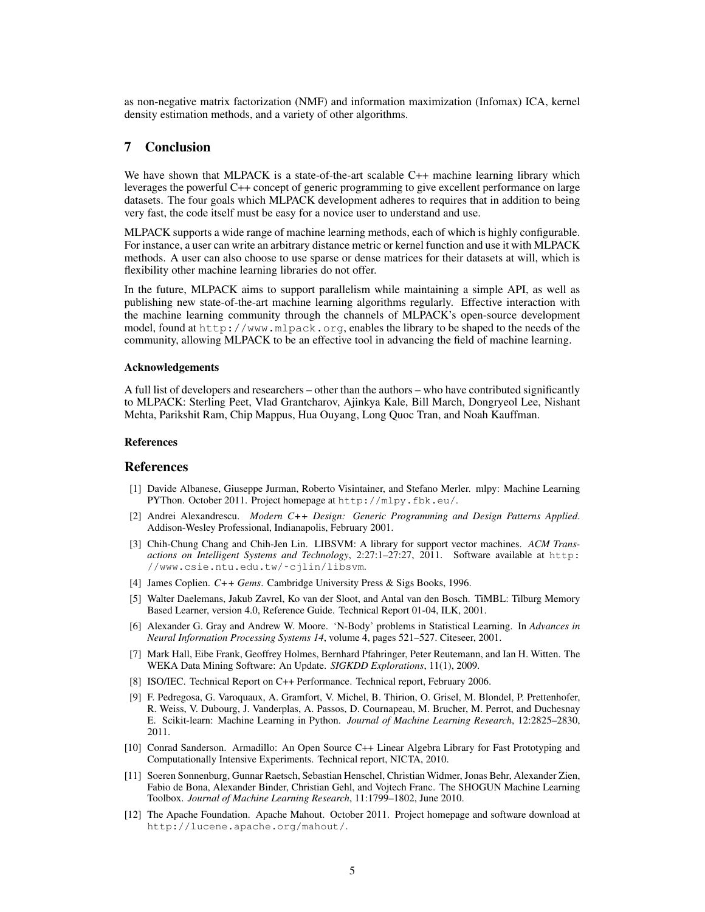as non-negative matrix factorization (NMF) and information maximization (Infomax) ICA, kernel density estimation methods, and a variety of other algorithms.

## 7 Conclusion

We have shown that MLPACK is a state-of-the-art scalable C++ machine learning library which leverages the powerful C++ concept of generic programming to give excellent performance on large datasets. The four goals which MLPACK development adheres to requires that in addition to being very fast, the code itself must be easy for a novice user to understand and use.

MLPACK supports a wide range of machine learning methods, each of which is highly configurable. For instance, a user can write an arbitrary distance metric or kernel function and use it with MLPACK methods. A user can also choose to use sparse or dense matrices for their datasets at will, which is flexibility other machine learning libraries do not offer.

In the future, MLPACK aims to support parallelism while maintaining a simple API, as well as publishing new state-of-the-art machine learning algorithms regularly. Effective interaction with the machine learning community through the channels of MLPACK's open-source development model, found at `http://www.mlpack.org`, enables the library to be shaped to the needs of the community, allowing MLPACK to be an effective tool in advancing the field of machine learning.

#### Acknowledgements

A full list of developers and researchers – other than the authors – who have contributed significantly to MLPACK: Sterling Peet, Vlad Grantcharov, Ajinkya Kale, Bill March, Dongryeol Lee, Nishant Mehta, Parikshit Ram, Chip Mappus, Hua Ouyang, Long Quoc Tran, and Noah Kauffman.

#### References

## References

[1] Davide Albanese, Giuseppe Jurman, Roberto Visintainer, and Stefano Merler. mlpy: Machine Learning PYThon. October 2011. Project homepage at `http://mlpy.fbk.eu/`.

[2] Andrei Alexandrescu. *Modern C++ Design: Generic Programming and Design Patterns Applied*. Addison-Wesley Professional, Indianapolis, February 2001.

[3] Chih-Chung Chang and Chih-Jen Lin. LIBSVM: A library for support vector machines. *ACM Transactions on Intelligent Systems and Technology*, 2:27:1–27:27, 2011. Software available at `http://www.csie.ntu.edu.tw/~cjlin/libsvm`.

[4] James Coplien. *C++ Gems*. Cambridge University Press & Sigs Books, 1996.

[5] Walter Daelemans, Jakub Zavrel, Ko van der Sloot, and Antal van den Bosch. TiMBL: Tilburg Memory Based Learner, version 4.0, Reference Guide. Technical Report 01-04, ILK, 2001.

[6] Alexander G. Gray and Andrew W. Moore. 'N-Body' problems in Statistical Learning. In *Advances in Neural Information Processing Systems 14*, volume 4, pages 521–527. Citeseer, 2001.

[7] Mark Hall, Eibe Frank, Geoffrey Holmes, Bernhard Pfahringer, Peter Reutemann, and Ian H. Witten. The WEKA Data Mining Software: An Update. *SIGKDD Explorations*, 11(1), 2009.

[8] ISO/IEC. Technical Report on C++ Performance. Technical report, February 2006.

[9] F. Pedregosa, G. Varoquaux, A. Gramfort, V. Michel, B. Thirion, O. Grisel, M. Blondel, P. Prettenhofer, R. Weiss, V. Dubourg, J. Vanderplas, A. Passos, D. Cournapeau, M. Brucher, M. Perrot, and Duchesnay E. Scikit-learn: Machine Learning in Python. *Journal of Machine Learning Research*, 12:2825–2830, 2011.

[10] Conrad Sanderson. Armadillo: An Open Source C++ Linear Algebra Library for Fast Prototyping and Computationally Intensive Experiments. Technical report, NICTA, 2010.

[11] Soeren Sonnenburg, Gunnar Raetsch, Sebastian Henschel, Christian Widmer, Jonas Behr, Alexander Zien, Fabio de Bona, Alexander Binder, Christian Gehl, and Vojtech Franc. The SHOGUN Machine Learning Toolbox. *Journal of Machine Learning Research*, 11:1799–1802, June 2010.

[12] The Apache Foundation. Apache Mahout. October 2011. Project homepage and software download at `http://lucene.apache.org/mahout/`.